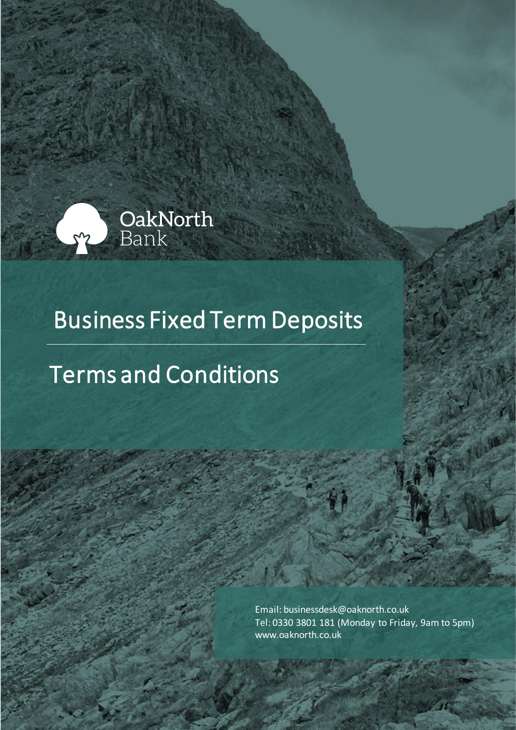OakNorth Bank

# Business Fixed Term Deposits

## Terms and Conditions

Email: businessdesk@oaknorth.co.uk
Tel: 0330 3801 181 (Monday to Friday, 9am to 5pm)
www.oaknorth.co.uk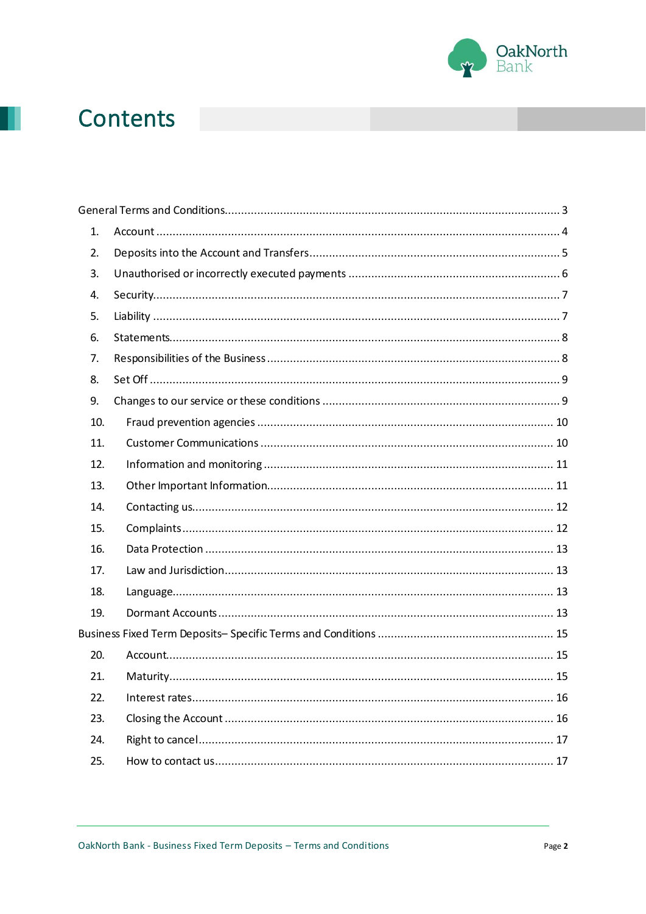# Contents

General Terms and Conditions ..... 3

1. Account ..... 4
2. Deposits into the Account and Transfers ..... 5
3. Unauthorised or incorrectly executed payments ..... 6
4. Security ..... 7
5. Liability ..... 7
6. Statements ..... 8
7. Responsibilities of the Business ..... 8
8. Set Off ..... 9
9. Changes to our service or these conditions ..... 9
10. Fraud prevention agencies ..... 10
11. Customer Communications ..... 10
12. Information and monitoring ..... 11
13. Other Important Information ..... 11
14. Contacting us ..... 12
15. Complaints ..... 12
16. Data Protection ..... 13
17. Law and Jurisdiction ..... 13
18. Language ..... 13
19. Dormant Accounts ..... 13

Business Fixed Term Deposits– Specific Terms and Conditions ..... 15

20. Account ..... 15
21. Maturity ..... 15
22. Interest rates ..... 16
23. Closing the Account ..... 16
24. Right to cancel ..... 17
25. How to contact us ..... 17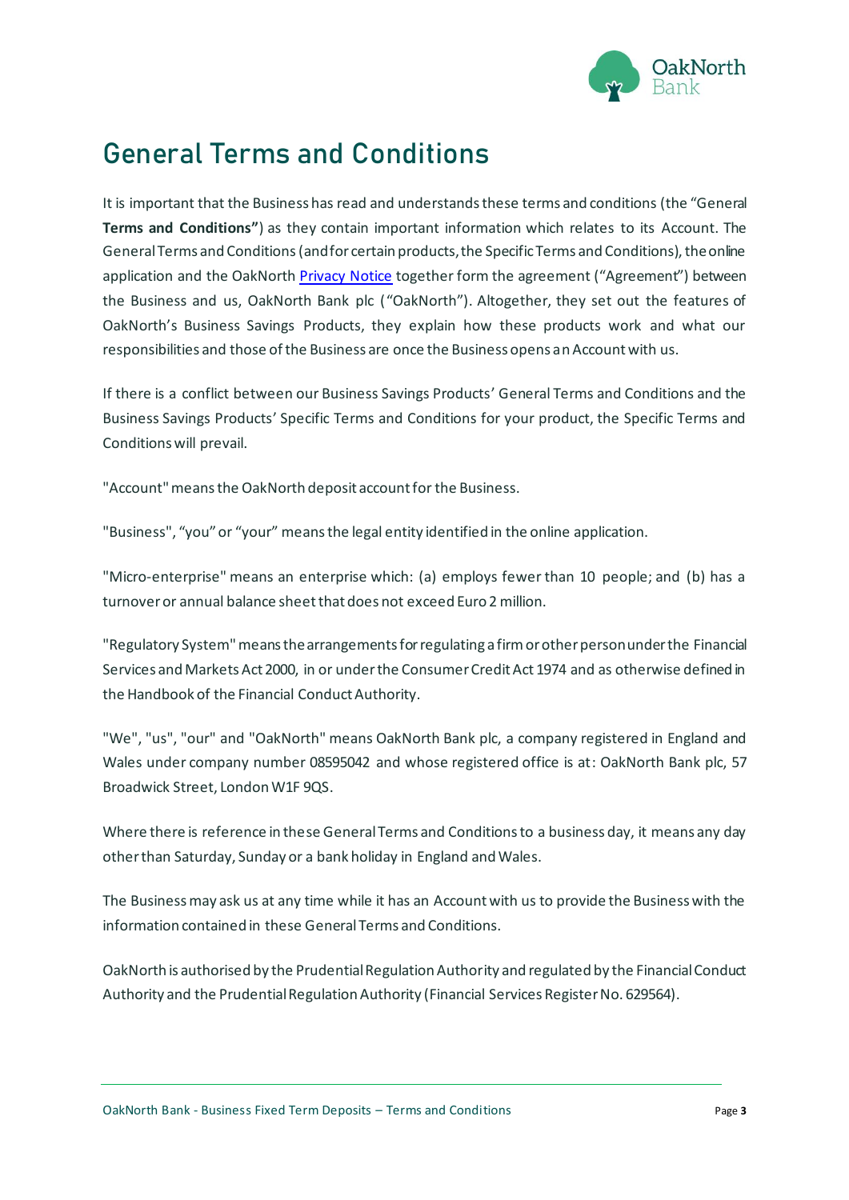# General Terms and Conditions

It is important that the Business has read and understands these terms and conditions (the "General **Terms and Conditions"**) as they contain important information which relates to its Account. The General Terms and Conditions (and for certain products, the Specific Terms and Conditions), the online application and the OakNorth Privacy Notice together form the agreement ("Agreement") between the Business and us, OakNorth Bank plc ("OakNorth"). Altogether, they set out the features of OakNorth's Business Savings Products, they explain how these products work and what our responsibilities and those of the Business are once the Business opens an Account with us.

If there is a conflict between our Business Savings Products' General Terms and Conditions and the Business Savings Products' Specific Terms and Conditions for your product, the Specific Terms and Conditions will prevail.

"Account" means the OakNorth deposit account for the Business.

"Business", "you" or "your" means the legal entity identified in the online application.

"Micro-enterprise" means an enterprise which: (a) employs fewer than 10 people; and (b) has a turnover or annual balance sheet that does not exceed Euro 2 million.

"Regulatory System" means the arrangements for regulating a firm or other person under the Financial Services and Markets Act 2000, in or under the Consumer Credit Act 1974 and as otherwise defined in the Handbook of the Financial Conduct Authority.

"We", "us", "our" and "OakNorth" means OakNorth Bank plc, a company registered in England and Wales under company number 08595042 and whose registered office is at: OakNorth Bank plc, 57 Broadwick Street, London W1F 9QS.

Where there is reference in these General Terms and Conditions to a business day, it means any day other than Saturday, Sunday or a bank holiday in England and Wales.

The Business may ask us at any time while it has an Account with us to provide the Business with the information contained in these General Terms and Conditions.

OakNorth is authorised by the Prudential Regulation Authority and regulated by the Financial Conduct Authority and the Prudential Regulation Authority (Financial Services Register No. 629564).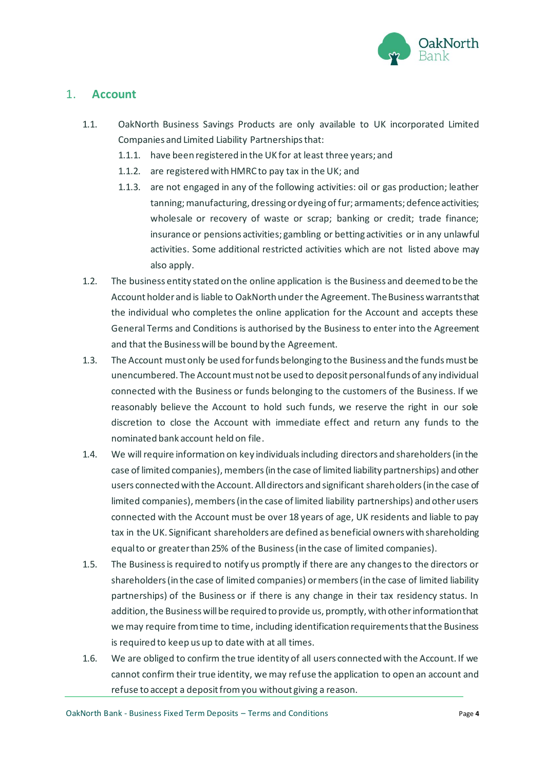## 1. Account

1.1. OakNorth Business Savings Products are only available to UK incorporated Limited Companies and Limited Liability Partnerships that:

1.1.1. have been registered in the UK for at least three years; and

1.1.2. are registered with HMRC to pay tax in the UK; and

1.1.3. are not engaged in any of the following activities: oil or gas production; leather tanning; manufacturing, dressing or dyeing of fur; armaments; defence activities; wholesale or recovery of waste or scrap; banking or credit; trade finance; insurance or pensions activities; gambling or betting activities or in any unlawful activities. Some additional restricted activities which are not listed above may also apply.

1.2. The business entity stated on the online application is the Business and deemed to be the Account holder and is liable to OakNorth under the Agreement. The Business warrants that the individual who completes the online application for the Account and accepts these General Terms and Conditions is authorised by the Business to enter into the Agreement and that the Business will be bound by the Agreement.

1.3. The Account must only be used for funds belonging to the Business and the funds must be unencumbered. The Account must not be used to deposit personal funds of any individual connected with the Business or funds belonging to the customers of the Business. If we reasonably believe the Account to hold such funds, we reserve the right in our sole discretion to close the Account with immediate effect and return any funds to the nominated bank account held on file.

1.4. We will require information on key individuals including directors and shareholders (in the case of limited companies), members (in the case of limited liability partnerships) and other users connected with the Account. All directors and significant shareholders (in the case of limited companies), members (in the case of limited liability partnerships) and other users connected with the Account must be over 18 years of age, UK residents and liable to pay tax in the UK. Significant shareholders are defined as beneficial owners with shareholding equal to or greater than 25% of the Business (in the case of limited companies).

1.5. The Business is required to notify us promptly if there are any changes to the directors or shareholders (in the case of limited companies) or members (in the case of limited liability partnerships) of the Business or if there is any change in their tax residency status. In addition, the Business will be required to provide us, promptly, with other information that we may require from time to time, including identification requirements that the Business is required to keep us up to date with at all times.

1.6. We are obliged to confirm the true identity of all users connected with the Account. If we cannot confirm their true identity, we may refuse the application to open an account and refuse to accept a deposit from you without giving a reason.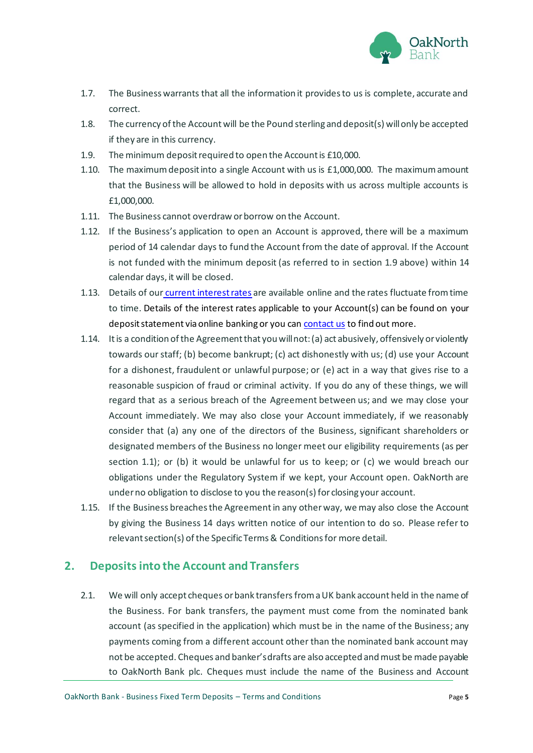1.7. The Business warrants that all the information it provides to us is complete, accurate and correct.

1.8. The currency of the Account will be the Pound sterling and deposit(s) will only be accepted if they are in this currency.

1.9. The minimum deposit required to open the Account is £10,000.

1.10. The maximum deposit into a single Account with us is £1,000,000. The maximum amount that the Business will be allowed to hold in deposits with us across multiple accounts is £1,000,000.

1.11. The Business cannot overdraw or borrow on the Account.

1.12. If the Business's application to open an Account is approved, there will be a maximum period of 14 calendar days to fund the Account from the date of approval. If the Account is not funded with the minimum deposit (as referred to in section 1.9 above) within 14 calendar days, it will be closed.

1.13. Details of our current interest rates are available online and the rates fluctuate from time to time. Details of the interest rates applicable to your Account(s) can be found on your deposit statement via online banking or you can contact us to find out more.

1.14. It is a condition of the Agreement that you will not: (a) act abusively, offensively or violently towards our staff; (b) become bankrupt; (c) act dishonestly with us; (d) use your Account for a dishonest, fraudulent or unlawful purpose; or (e) act in a way that gives rise to a reasonable suspicion of fraud or criminal activity. If you do any of these things, we will regard that as a serious breach of the Agreement between us; and we may close your Account immediately. We may also close your Account immediately, if we reasonably consider that (a) any one of the directors of the Business, significant shareholders or designated members of the Business no longer meet our eligibility requirements (as per section 1.1); or (b) it would be unlawful for us to keep; or (c) we would breach our obligations under the Regulatory System if we kept, your Account open. OakNorth are under no obligation to disclose to you the reason(s) for closing your account.

1.15. If the Business breaches the Agreement in any other way, we may also close the Account by giving the Business 14 days written notice of our intention to do so. Please refer to relevant section(s) of the Specific Terms & Conditions for more detail.

## 2. Deposits into the Account and Transfers

2.1. We will only accept cheques or bank transfers from a UK bank account held in the name of the Business. For bank transfers, the payment must come from the nominated bank account (as specified in the application) which must be in the name of the Business; any payments coming from a different account other than the nominated bank account may not be accepted. Cheques and banker's drafts are also accepted and must be made payable to OakNorth Bank plc. Cheques must include the name of the Business and Account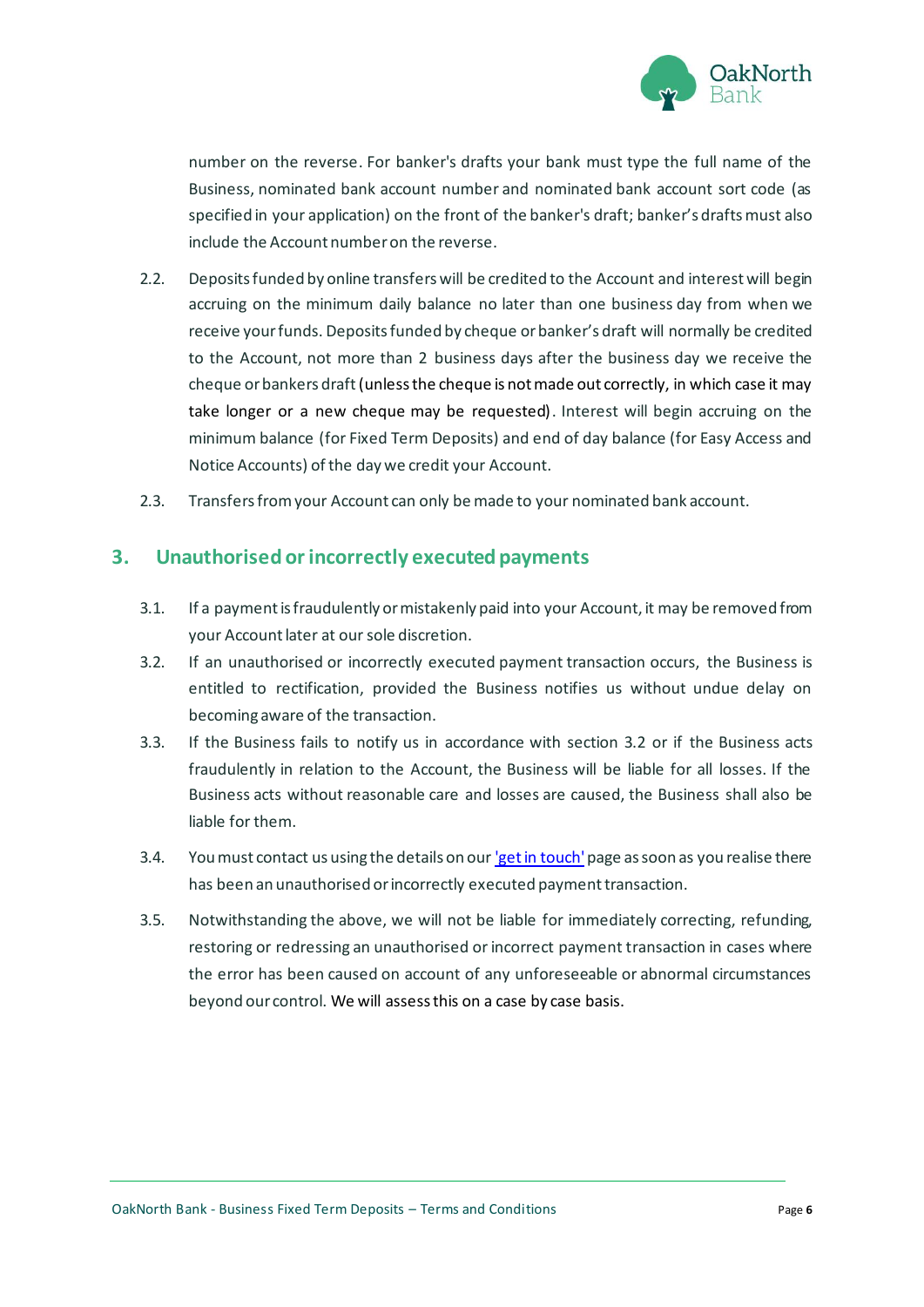number on the reverse. For banker's drafts your bank must type the full name of the Business, nominated bank account number and nominated bank account sort code (as specified in your application) on the front of the banker's draft; banker's drafts must also include the Account number on the reverse.

2.2. Deposits funded by online transfers will be credited to the Account and interest will begin accruing on the minimum daily balance no later than one business day from when we receive your funds. Deposits funded by cheque or banker's draft will normally be credited to the Account, not more than 2 business days after the business day we receive the cheque or bankers draft (unless the cheque is not made out correctly, in which case it may take longer or a new cheque may be requested). Interest will begin accruing on the minimum balance (for Fixed Term Deposits) and end of day balance (for Easy Access and Notice Accounts) of the day we credit your Account.

2.3. Transfers from your Account can only be made to your nominated bank account.

## 3. Unauthorised or incorrectly executed payments

3.1. If a payment is fraudulently or mistakenly paid into your Account, it may be removed from your Account later at our sole discretion.

3.2. If an unauthorised or incorrectly executed payment transaction occurs, the Business is entitled to rectification, provided the Business notifies us without undue delay on becoming aware of the transaction.

3.3. If the Business fails to notify us in accordance with section 3.2 or if the Business acts fraudulently in relation to the Account, the Business will be liable for all losses. If the Business acts without reasonable care and losses are caused, the Business shall also be liable for them.

3.4. You must contact us using the details on our 'get in touch' page as soon as you realise there has been an unauthorised or incorrectly executed payment transaction.

3.5. Notwithstanding the above, we will not be liable for immediately correcting, refunding, restoring or redressing an unauthorised or incorrect payment transaction in cases where the error has been caused on account of any unforeseeable or abnormal circumstances beyond our control. We will assess this on a case by case basis.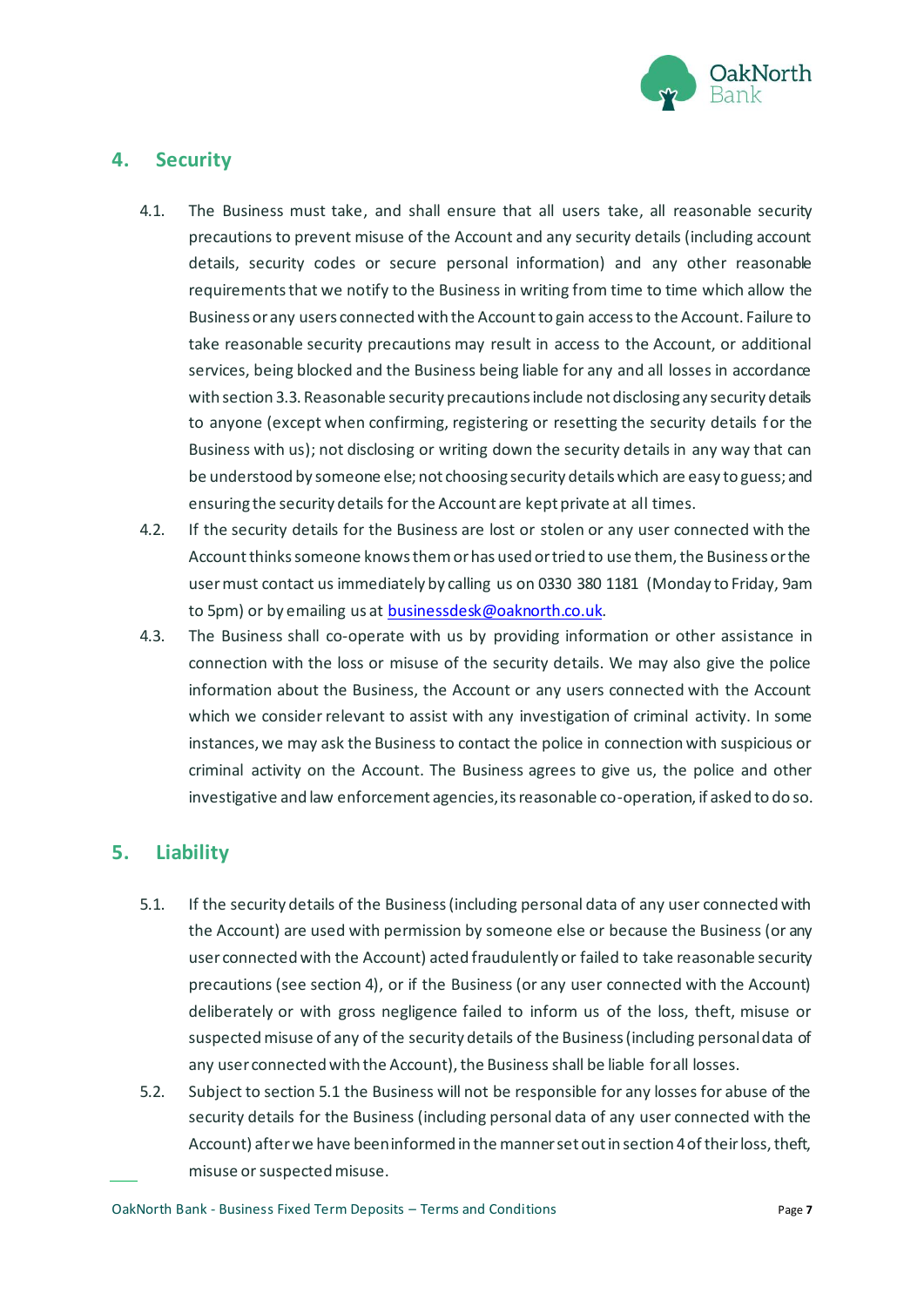## 4. Security

4.1. The Business must take, and shall ensure that all users take, all reasonable security precautions to prevent misuse of the Account and any security details (including account details, security codes or secure personal information) and any other reasonable requirements that we notify to the Business in writing from time to time which allow the Business or any users connected with the Account to gain access to the Account. Failure to take reasonable security precautions may result in access to the Account, or additional services, being blocked and the Business being liable for any and all losses in accordance with section 3.3. Reasonable security precautions include not disclosing any security details to anyone (except when confirming, registering or resetting the security details for the Business with us); not disclosing or writing down the security details in any way that can be understood by someone else; not choosing security details which are easy to guess; and ensuring the security details for the Account are kept private at all times.

4.2. If the security details for the Business are lost or stolen or any user connected with the Account thinks someone knows them or has used or tried to use them, the Business or the user must contact us immediately by calling us on 0330 380 1181 (Monday to Friday, 9am to 5pm) or by emailing us at [businessdesk@oaknorth.co.uk](mailto:businessdesk@oaknorth.co.uk).

4.3. The Business shall co-operate with us by providing information or other assistance in connection with the loss or misuse of the security details. We may also give the police information about the Business, the Account or any users connected with the Account which we consider relevant to assist with any investigation of criminal activity. In some instances, we may ask the Business to contact the police in connection with suspicious or criminal activity on the Account. The Business agrees to give us, the police and other investigative and law enforcement agencies, its reasonable co-operation, if asked to do so.

## 5. Liability

5.1. If the security details of the Business (including personal data of any user connected with the Account) are used with permission by someone else or because the Business (or any user connected with the Account) acted fraudulently or failed to take reasonable security precautions (see section 4), or if the Business (or any user connected with the Account) deliberately or with gross negligence failed to inform us of the loss, theft, misuse or suspected misuse of any of the security details of the Business (including personal data of any user connected with the Account), the Business shall be liable for all losses.

5.2. Subject to section 5.1 the Business will not be responsible for any losses for abuse of the security details for the Business (including personal data of any user connected with the Account) after we have been informed in the manner set out in section 4 of their loss, theft, misuse or suspected misuse.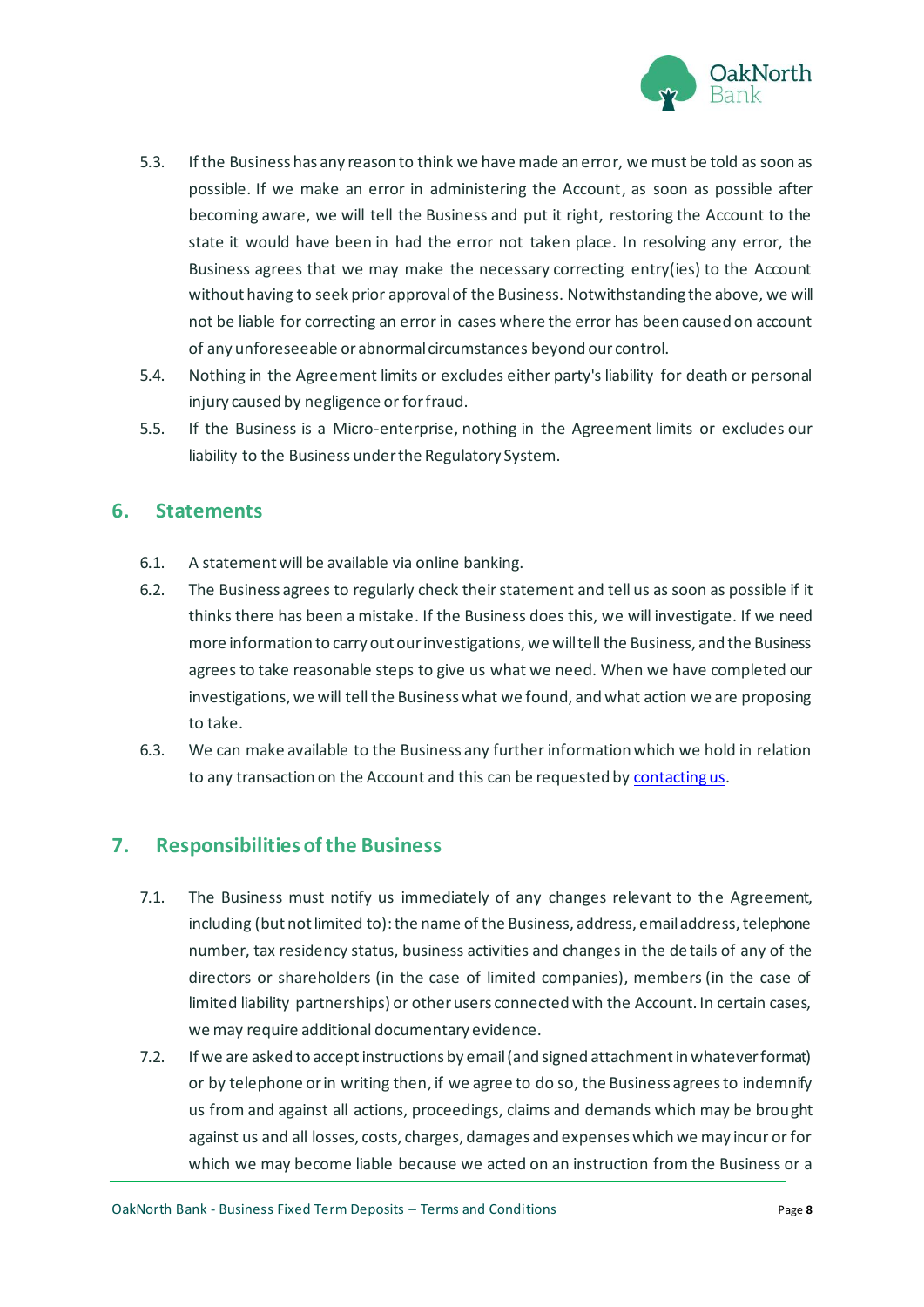5.3. If the Business has any reason to think we have made an error, we must be told as soon as possible. If we make an error in administering the Account, as soon as possible after becoming aware, we will tell the Business and put it right, restoring the Account to the state it would have been in had the error not taken place. In resolving any error, the Business agrees that we may make the necessary correcting entry(ies) to the Account without having to seek prior approval of the Business. Notwithstanding the above, we will not be liable for correcting an error in cases where the error has been caused on account of any unforeseeable or abnormal circumstances beyond our control.

5.4. Nothing in the Agreement limits or excludes either party's liability for death or personal injury caused by negligence or for fraud.

5.5. If the Business is a Micro-enterprise, nothing in the Agreement limits or excludes our liability to the Business under the Regulatory System.

## 6. Statements

6.1. A statement will be available via online banking.

6.2. The Business agrees to regularly check their statement and tell us as soon as possible if it thinks there has been a mistake. If the Business does this, we will investigate. If we need more information to carry out our investigations, we will tell the Business, and the Business agrees to take reasonable steps to give us what we need. When we have completed our investigations, we will tell the Business what we found, and what action we are proposing to take.

6.3. We can make available to the Business any further information which we hold in relation to any transaction on the Account and this can be requested by contacting us.

## 7. Responsibilities of the Business

7.1. The Business must notify us immediately of any changes relevant to the Agreement, including (but not limited to): the name of the Business, address, email address, telephone number, tax residency status, business activities and changes in the details of any of the directors or shareholders (in the case of limited companies), members (in the case of limited liability partnerships) or other users connected with the Account. In certain cases, we may require additional documentary evidence.

7.2. If we are asked to accept instructions by email (and signed attachment in whatever format) or by telephone or in writing then, if we agree to do so, the Business agrees to indemnify us from and against all actions, proceedings, claims and demands which may be brought against us and all losses, costs, charges, damages and expenses which we may incur or for which we may become liable because we acted on an instruction from the Business or a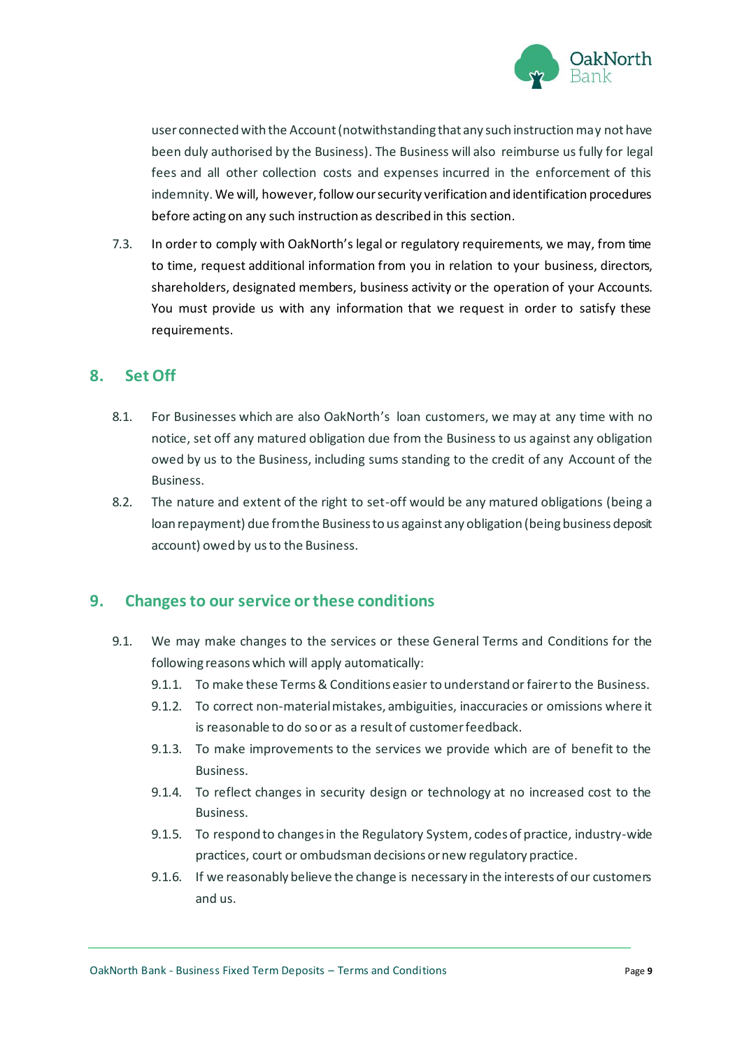user connected with the Account (notwithstanding that any such instruction may not have been duly authorised by the Business). The Business will also reimburse us fully for legal fees and all other collection costs and expenses incurred in the enforcement of this indemnity. We will, however, follow our security verification and identification procedures before acting on any such instruction as described in this section.

7.3. In order to comply with OakNorth's legal or regulatory requirements, we may, from time to time, request additional information from you in relation to your business, directors, shareholders, designated members, business activity or the operation of your Accounts. You must provide us with any information that we request in order to satisfy these requirements.

## 8. Set Off

8.1. For Businesses which are also OakNorth's loan customers, we may at any time with no notice, set off any matured obligation due from the Business to us against any obligation owed by us to the Business, including sums standing to the credit of any Account of the Business.

8.2. The nature and extent of the right to set-off would be any matured obligations (being a loan repayment) due from the Business to us against any obligation (being business deposit account) owed by us to the Business.

## 9. Changes to our service or these conditions

9.1. We may make changes to the services or these General Terms and Conditions for the following reasons which will apply automatically:

9.1.1. To make these Terms & Conditions easier to understand or fairer to the Business.

9.1.2. To correct non-material mistakes, ambiguities, inaccuracies or omissions where it is reasonable to do so or as a result of customer feedback.

9.1.3. To make improvements to the services we provide which are of benefit to the Business.

9.1.4. To reflect changes in security design or technology at no increased cost to the Business.

9.1.5. To respond to changes in the Regulatory System, codes of practice, industry-wide practices, court or ombudsman decisions or new regulatory practice.

9.1.6. If we reasonably believe the change is necessary in the interests of our customers and us.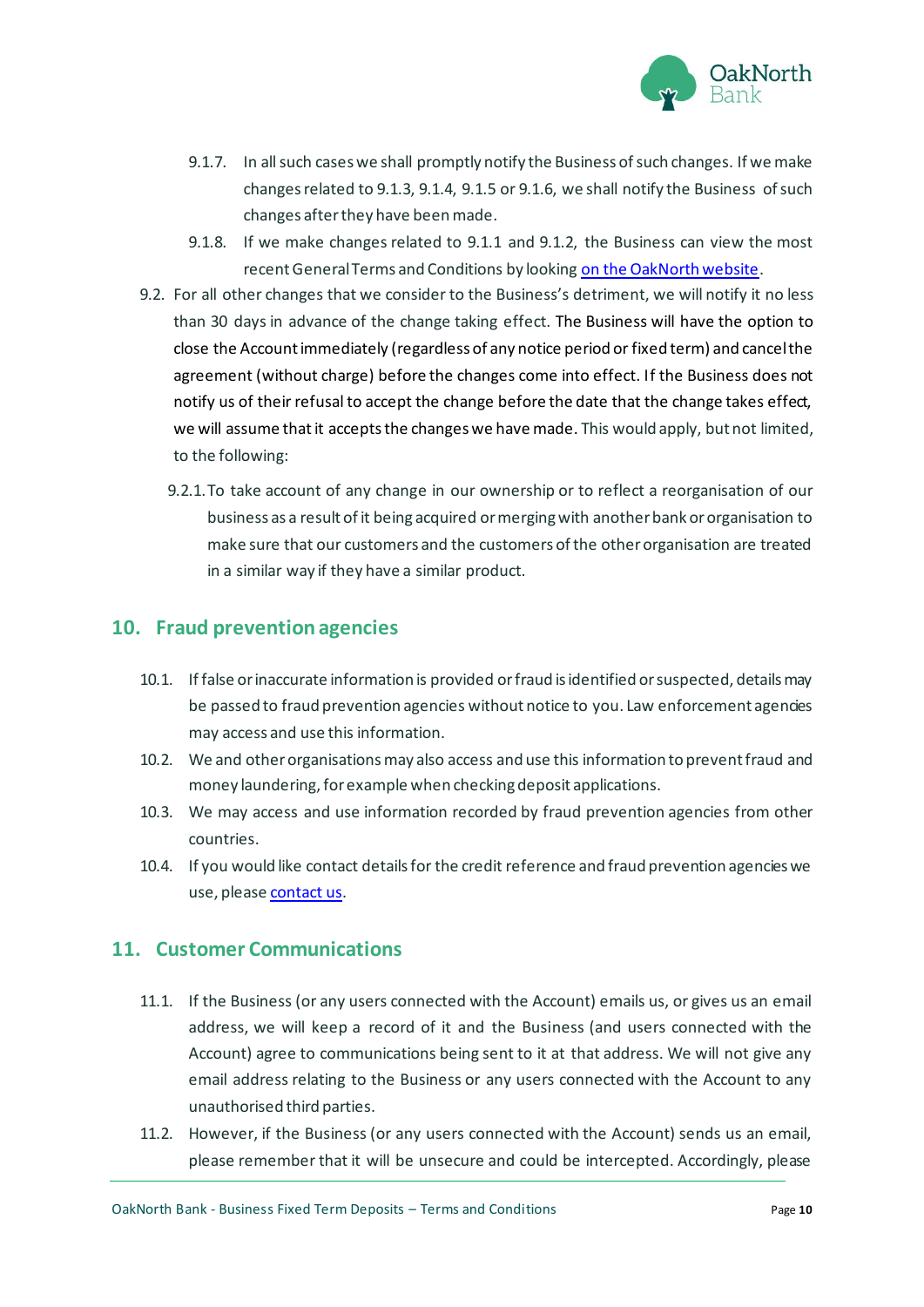9.1.7. In all such cases we shall promptly notify the Business of such changes. If we make changes related to 9.1.3, 9.1.4, 9.1.5 or 9.1.6, we shall notify the Business of such changes after they have been made.

9.1.8. If we make changes related to 9.1.1 and 9.1.2, the Business can view the most recent General Terms and Conditions by looking [on the OakNorth website](#).

9.2. For all other changes that we consider to the Business's detriment, we will notify it no less than 30 days in advance of the change taking effect. The Business will have the option to close the Account immediately (regardless of any notice period or fixed term) and cancel the agreement (without charge) before the changes come into effect. If the Business does not notify us of their refusal to accept the change before the date that the change takes effect, we will assume that it accepts the changes we have made. This would apply, but not limited, to the following:

9.2.1. To take account of any change in our ownership or to reflect a reorganisation of our business as a result of it being acquired or merging with another bank or organisation to make sure that our customers and the customers of the other organisation are treated in a similar way if they have a similar product.

## 10. Fraud prevention agencies

10.1. If false or inaccurate information is provided or fraud is identified or suspected, details may be passed to fraud prevention agencies without notice to you. Law enforcement agencies may access and use this information.

10.2. We and other organisations may also access and use this information to prevent fraud and money laundering, for example when checking deposit applications.

10.3. We may access and use information recorded by fraud prevention agencies from other countries.

10.4. If you would like contact details for the credit reference and fraud prevention agencies we use, please [contact us](#).

## 11. Customer Communications

11.1. If the Business (or any users connected with the Account) emails us, or gives us an email address, we will keep a record of it and the Business (and users connected with the Account) agree to communications being sent to it at that address. We will not give any email address relating to the Business or any users connected with the Account to any unauthorised third parties.

11.2. However, if the Business (or any users connected with the Account) sends us an email, please remember that it will be unsecure and could be intercepted. Accordingly, please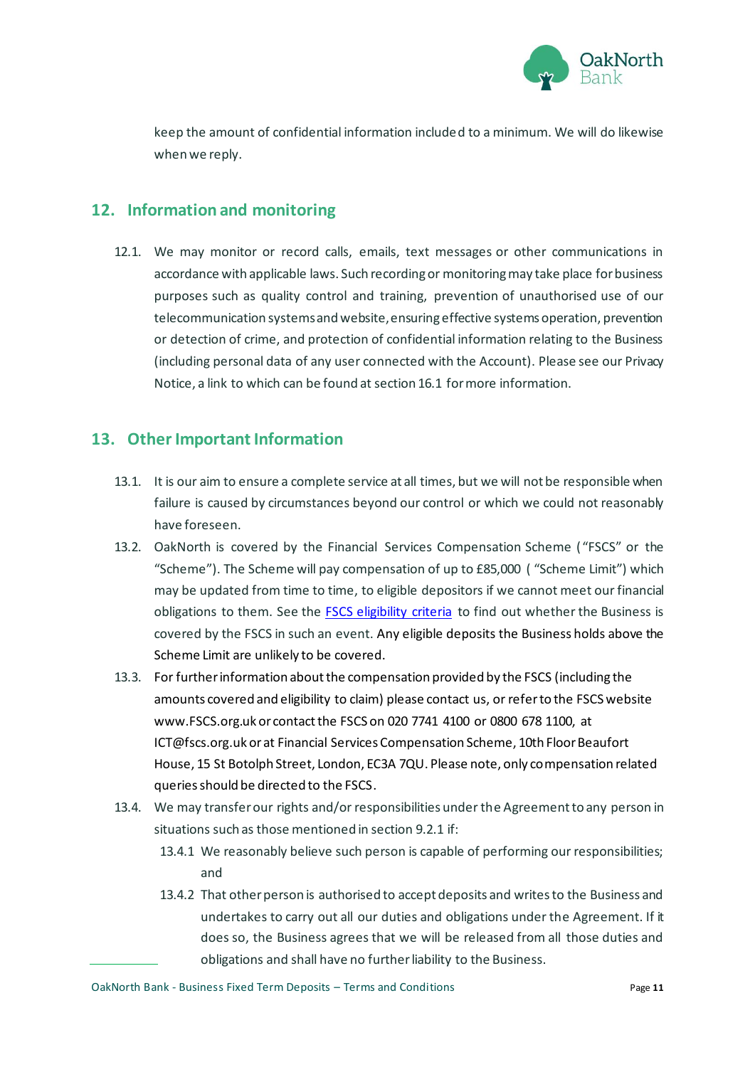keep the amount of confidential information included to a minimum. We will do likewise when we reply.

## 12. Information and monitoring

12.1. We may monitor or record calls, emails, text messages or other communications in accordance with applicable laws. Such recording or monitoring may take place for business purposes such as quality control and training, prevention of unauthorised use of our telecommunication systems and website, ensuring effective systems operation, prevention or detection of crime, and protection of confidential information relating to the Business (including personal data of any user connected with the Account). Please see our Privacy Notice, a link to which can be found at section 16.1 for more information.

## 13. Other Important Information

13.1. It is our aim to ensure a complete service at all times, but we will not be responsible when failure is caused by circumstances beyond our control or which we could not reasonably have foreseen.

13.2. OakNorth is covered by the Financial Services Compensation Scheme ("FSCS" or the "Scheme"). The Scheme will pay compensation of up to £85,000 ( "Scheme Limit") which may be updated from time to time, to eligible depositors if we cannot meet our financial obligations to them. See the [FSCS eligibility criteria]() to find out whether the Business is covered by the FSCS in such an event. Any eligible deposits the Business holds above the Scheme Limit are unlikely to be covered.

13.3. For further information about the compensation provided by the FSCS (including the amounts covered and eligibility to claim) please contact us, or refer to the FSCS website www.FSCS.org.uk or contact the FSCS on 020 7741 4100 or 0800 678 1100, at ICT@fscs.org.uk or at Financial Services Compensation Scheme, 10th Floor Beaufort House, 15 St Botolph Street, London, EC3A 7QU. Please note, only compensation related queries should be directed to the FSCS.

13.4. We may transfer our rights and/or responsibilities under the Agreement to any person in situations such as those mentioned in section 9.2.1 if:

13.4.1 We reasonably believe such person is capable of performing our responsibilities; and

13.4.2 That other person is authorised to accept deposits and writes to the Business and undertakes to carry out all our duties and obligations under the Agreement. If it does so, the Business agrees that we will be released from all those duties and obligations and shall have no further liability to the Business.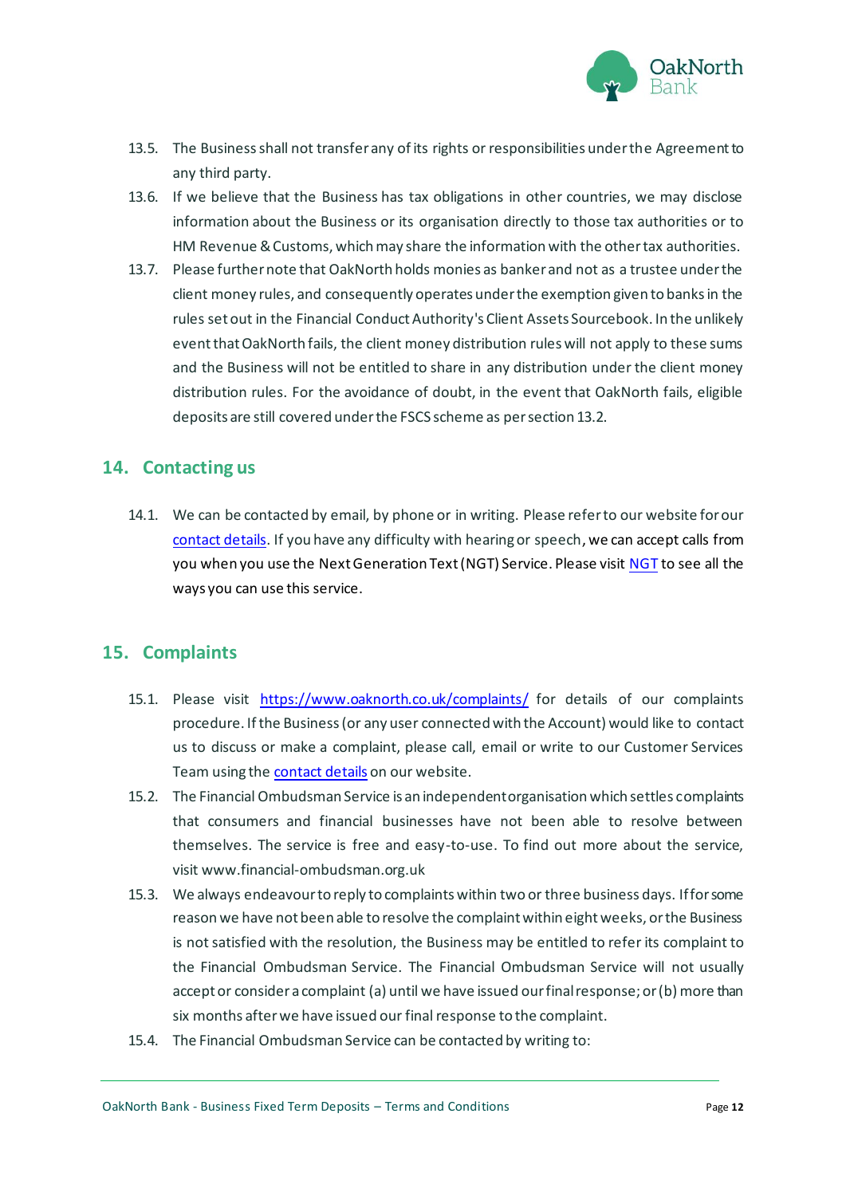13.5. The Business shall not transfer any of its rights or responsibilities under the Agreement to any third party.

13.6. If we believe that the Business has tax obligations in other countries, we may disclose information about the Business or its organisation directly to those tax authorities or to HM Revenue & Customs, which may share the information with the other tax authorities.

13.7. Please further note that OakNorth holds monies as banker and not as a trustee under the client money rules, and consequently operates under the exemption given to banks in the rules set out in the Financial Conduct Authority's Client Assets Sourcebook. In the unlikely event that OakNorth fails, the client money distribution rules will not apply to these sums and the Business will not be entitled to share in any distribution under the client money distribution rules. For the avoidance of doubt, in the event that OakNorth fails, eligible deposits are still covered under the FSCS scheme as per section 13.2.

## 14. Contacting us

14.1. We can be contacted by email, by phone or in writing. Please refer to our website for our contact details. If you have any difficulty with hearing or speech, we can accept calls from you when you use the Next Generation Text (NGT) Service. Please visit NGT to see all the ways you can use this service.

## 15. Complaints

15.1. Please visit https://www.oaknorth.co.uk/complaints/ for details of our complaints procedure. If the Business (or any user connected with the Account) would like to contact us to discuss or make a complaint, please call, email or write to our Customer Services Team using the contact details on our website.

15.2. The Financial Ombudsman Service is an independent organisation which settles complaints that consumers and financial businesses have not been able to resolve between themselves. The service is free and easy-to-use. To find out more about the service, visit www.financial-ombudsman.org.uk

15.3. We always endeavour to reply to complaints within two or three business days. If for some reason we have not been able to resolve the complaint within eight weeks, or the Business is not satisfied with the resolution, the Business may be entitled to refer its complaint to the Financial Ombudsman Service. The Financial Ombudsman Service will not usually accept or consider a complaint (a) until we have issued our final response; or (b) more than six months after we have issued our final response to the complaint.

15.4. The Financial Ombudsman Service can be contacted by writing to: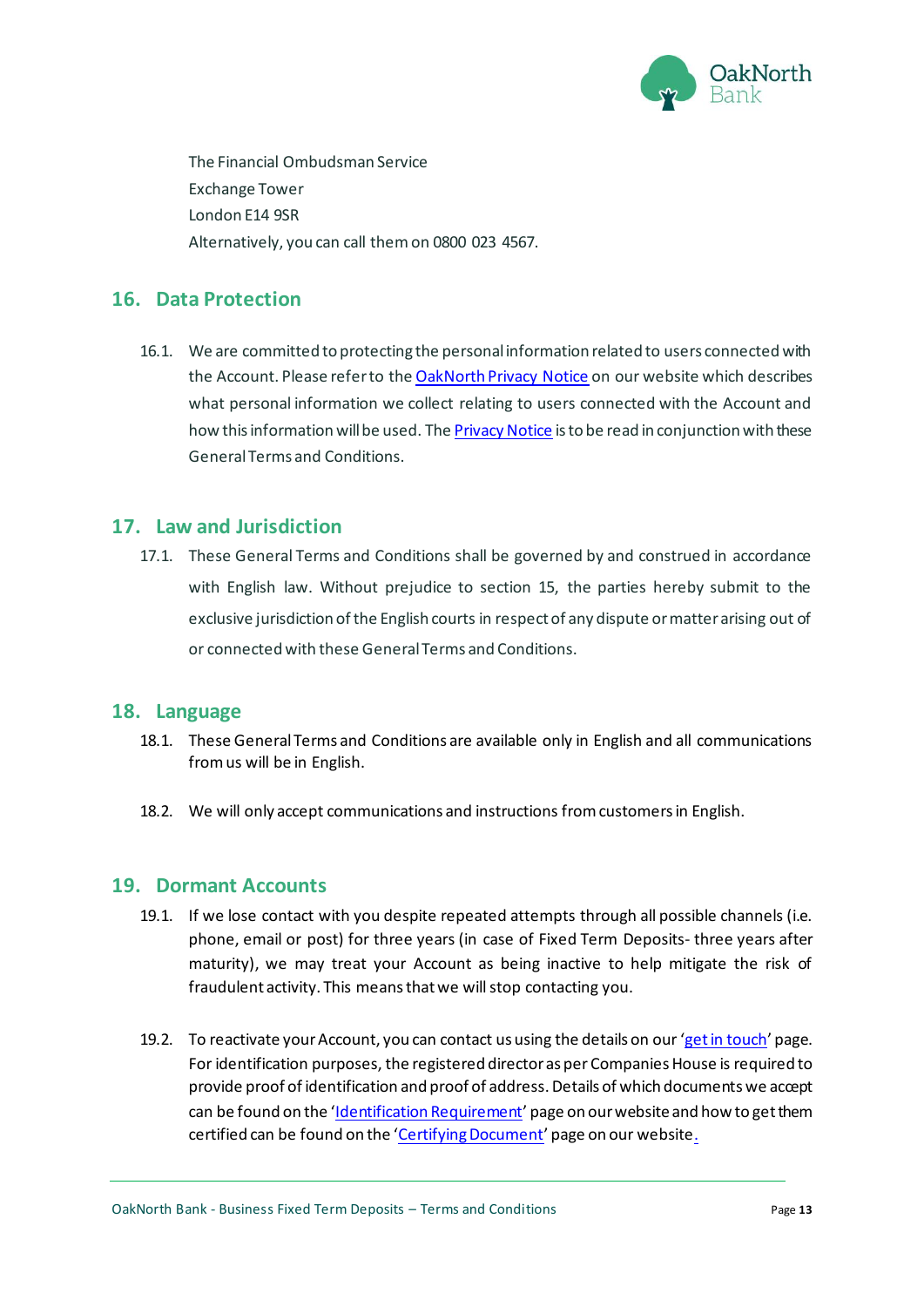The Financial Ombudsman Service
Exchange Tower
London E14 9SR
Alternatively, you can call them on 0800 023 4567.

## 16. Data Protection

16.1. We are committed to protecting the personal information related to users connected with the Account. Please refer to the OakNorth Privacy Notice on our website which describes what personal information we collect relating to users connected with the Account and how this information will be used. The Privacy Notice is to be read in conjunction with these General Terms and Conditions.

## 17. Law and Jurisdiction

17.1. These General Terms and Conditions shall be governed by and construed in accordance with English law. Without prejudice to section 15, the parties hereby submit to the exclusive jurisdiction of the English courts in respect of any dispute or matter arising out of or connected with these General Terms and Conditions.

## 18. Language

18.1. These General Terms and Conditions are available only in English and all communications from us will be in English.

18.2. We will only accept communications and instructions from customers in English.

## 19. Dormant Accounts

19.1. If we lose contact with you despite repeated attempts through all possible channels (i.e. phone, email or post) for three years (in case of Fixed Term Deposits- three years after maturity), we may treat your Account as being inactive to help mitigate the risk of fraudulent activity. This means that we will stop contacting you.

19.2. To reactivate your Account, you can contact us using the details on our 'get in touch' page. For identification purposes, the registered director as per Companies House is required to provide proof of identification and proof of address. Details of which documents we accept can be found on the 'Identification Requirement' page on our website and how to get them certified can be found on the 'Certifying Document' page on our website.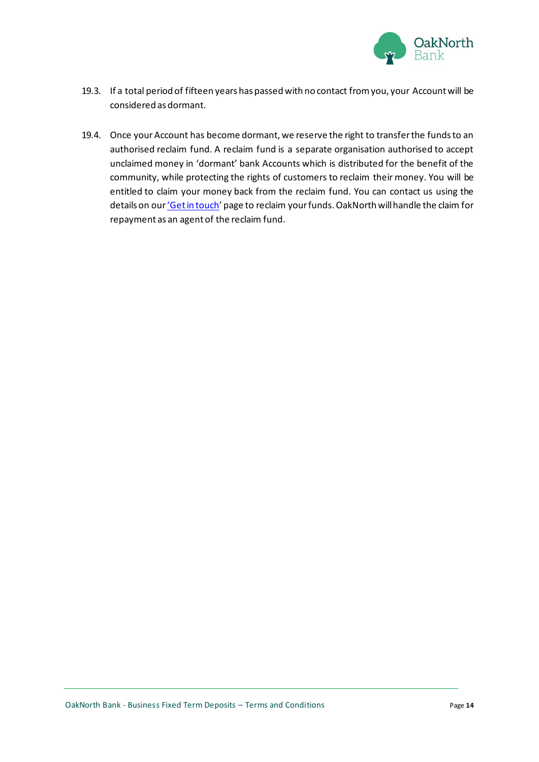19.3. If a total period of fifteen years has passed with no contact from you, your Account will be considered as dormant.

19.4. Once your Account has become dormant, we reserve the right to transfer the funds to an authorised reclaim fund. A reclaim fund is a separate organisation authorised to accept unclaimed money in 'dormant' bank Accounts which is distributed for the benefit of the community, while protecting the rights of customers to reclaim their money. You will be entitled to claim your money back from the reclaim fund. You can contact us using the details on our 'Get in touch' page to reclaim your funds. OakNorth will handle the claim for repayment as an agent of the reclaim fund.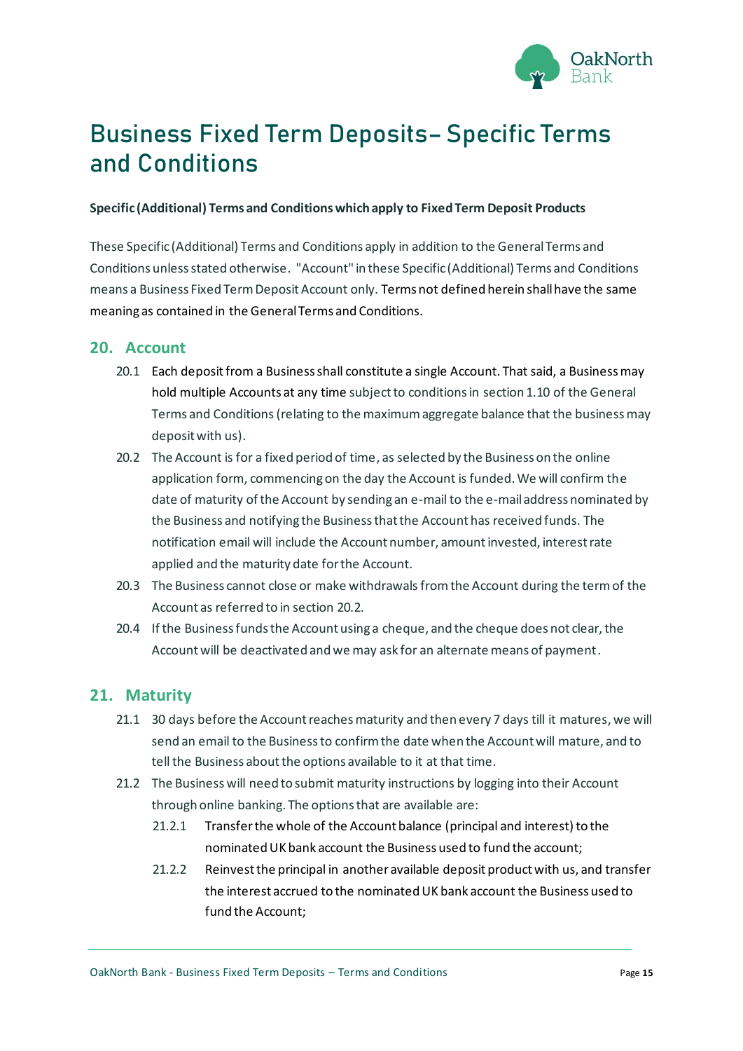# Business Fixed Term Deposits– Specific Terms and Conditions

**Specific (Additional) Terms and Conditions which apply to Fixed Term Deposit Products**

These Specific (Additional) Terms and Conditions apply in addition to the General Terms and Conditions unless stated otherwise. "Account" in these Specific (Additional) Terms and Conditions means a Business Fixed Term Deposit Account only. Terms not defined herein shall have the same meaning as contained in the General Terms and Conditions.

## 20. Account

20.1 Each deposit from a Business shall constitute a single Account. That said, a Business may hold multiple Accounts at any time subject to conditions in section 1.10 of the General Terms and Conditions (relating to the maximum aggregate balance that the business may deposit with us).

20.2 The Account is for a fixed period of time, as selected by the Business on the online application form, commencing on the day the Account is funded. We will confirm the date of maturity of the Account by sending an e-mail to the e-mail address nominated by the Business and notifying the Business that the Account has received funds. The notification email will include the Account number, amount invested, interest rate applied and the maturity date for the Account.

20.3 The Business cannot close or make withdrawals from the Account during the term of the Account as referred to in section 20.2.

20.4 If the Business funds the Account using a cheque, and the cheque does not clear, the Account will be deactivated and we may ask for an alternate means of payment.

## 21. Maturity

21.1 30 days before the Account reaches maturity and then every 7 days till it matures, we will send an email to the Business to confirm the date when the Account will mature, and to tell the Business about the options available to it at that time.

21.2 The Business will need to submit maturity instructions by logging into their Account through online banking. The options that are available are:

21.2.1 Transfer the whole of the Account balance (principal and interest) to the nominated UK bank account the Business used to fund the account;

21.2.2 Reinvest the principal in another available deposit product with us, and transfer the interest accrued to the nominated UK bank account the Business used to fund the Account;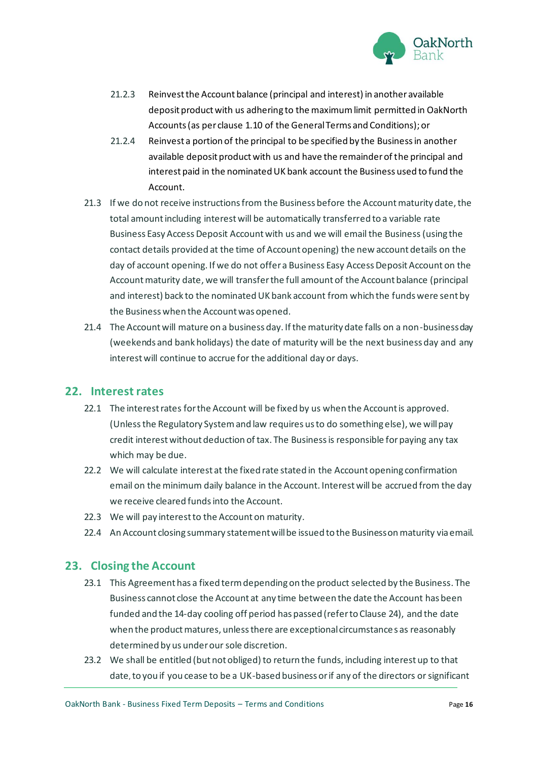21.2.3 Reinvest the Account balance (principal and interest) in another available deposit product with us adhering to the maximum limit permitted in OakNorth Accounts (as per clause 1.10 of the General Terms and Conditions); or

21.2.4 Reinvest a portion of the principal to be specified by the Business in another available deposit product with us and have the remainder of the principal and interest paid in the nominated UK bank account the Business used to fund the Account.

21.3 If we do not receive instructions from the Business before the Account maturity date, the total amount including interest will be automatically transferred to a variable rate Business Easy Access Deposit Account with us and we will email the Business (using the contact details provided at the time of Account opening) the new account details on the day of account opening. If we do not offer a Business Easy Access Deposit Account on the Account maturity date, we will transfer the full amount of the Account balance (principal and interest) back to the nominated UK bank account from which the funds were sent by the Business when the Account was opened.

21.4 The Account will mature on a business day. If the maturity date falls on a non-business day (weekends and bank holidays) the date of maturity will be the next business day and any interest will continue to accrue for the additional day or days.

## 22. Interest rates

22.1 The interest rates for the Account will be fixed by us when the Account is approved. (Unless the Regulatory System and law requires us to do something else), we will pay credit interest without deduction of tax. The Business is responsible for paying any tax which may be due.

22.2 We will calculate interest at the fixed rate stated in the Account opening confirmation email on the minimum daily balance in the Account. Interest will be accrued from the day we receive cleared funds into the Account.

22.3 We will pay interest to the Account on maturity.

22.4 An Account closing summary statement will be issued to the Business on maturity via email.

## 23. Closing the Account

23.1 This Agreement has a fixed term depending on the product selected by the Business. The Business cannot close the Account at any time between the date the Account has been funded and the 14-day cooling off period has passed (refer to Clause 24), and the date when the product matures, unless there are exceptional circumstances as reasonably determined by us under our sole discretion.

23.2 We shall be entitled (but not obliged) to return the funds, including interest up to that date, to you if you cease to be a UK-based business or if any of the directors or significant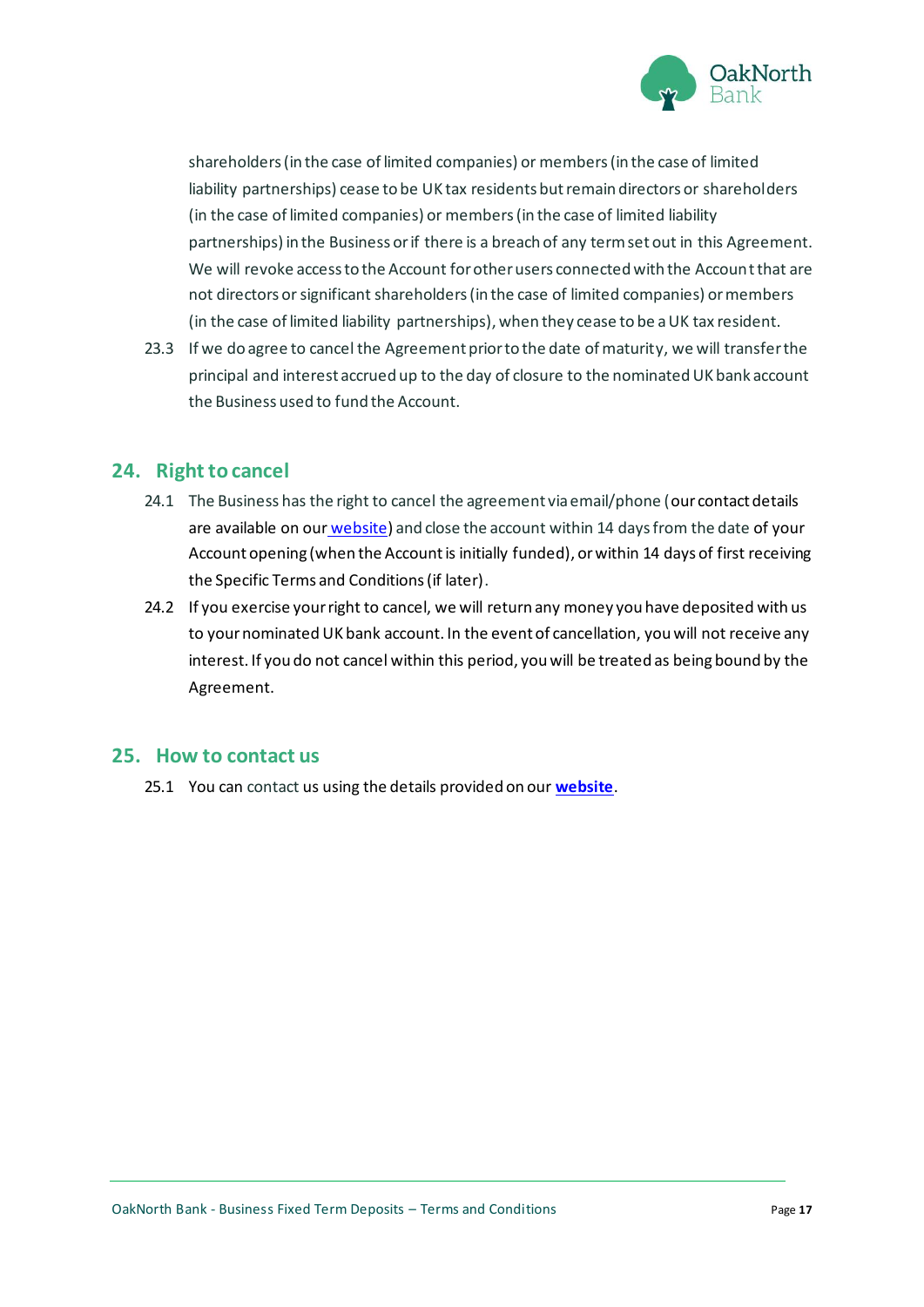shareholders (in the case of limited companies) or members (in the case of limited liability partnerships) cease to be UK tax residents but remain directors or shareholders (in the case of limited companies) or members (in the case of limited liability partnerships) in the Business or if there is a breach of any term set out in this Agreement. We will revoke access to the Account for other users connected with the Account that are not directors or significant shareholders (in the case of limited companies) or members (in the case of limited liability partnerships), when they cease to be a UK tax resident.

23.3 If we do agree to cancel the Agreement prior to the date of maturity, we will transfer the principal and interest accrued up to the day of closure to the nominated UK bank account the Business used to fund the Account.

## 24. Right to cancel

24.1 The Business has the right to cancel the agreement via email/phone (our contact details are available on our website) and close the account within 14 days from the date of your Account opening (when the Account is initially funded), or within 14 days of first receiving the Specific Terms and Conditions (if later).

24.2 If you exercise your right to cancel, we will return any money you have deposited with us to your nominated UK bank account. In the event of cancellation, you will not receive any interest. If you do not cancel within this period, you will be treated as being bound by the Agreement.

## 25. How to contact us

25.1 You can contact us using the details provided on our **website**.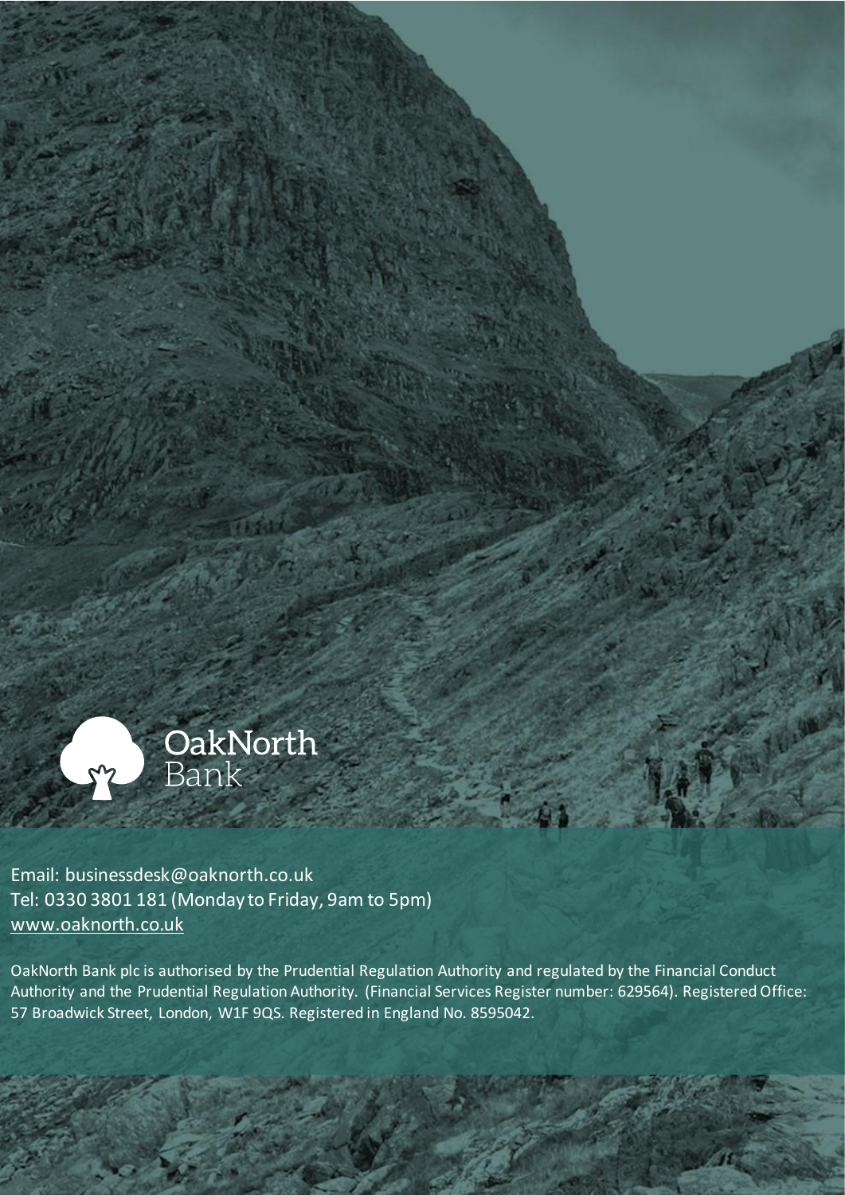OakNorth
Bank

Email: businessdesk@oaknorth.co.uk
Tel: 0330 3801 181 (Monday to Friday, 9am to 5pm)
www.oaknorth.co.uk

OakNorth Bank plc is authorised by the Prudential Regulation Authority and regulated by the Financial Conduct Authority and the Prudential Regulation Authority. (Financial Services Register number: 629564). Registered Office: 57 Broadwick Street, London, W1F 9QS. Registered in England No. 8595042.